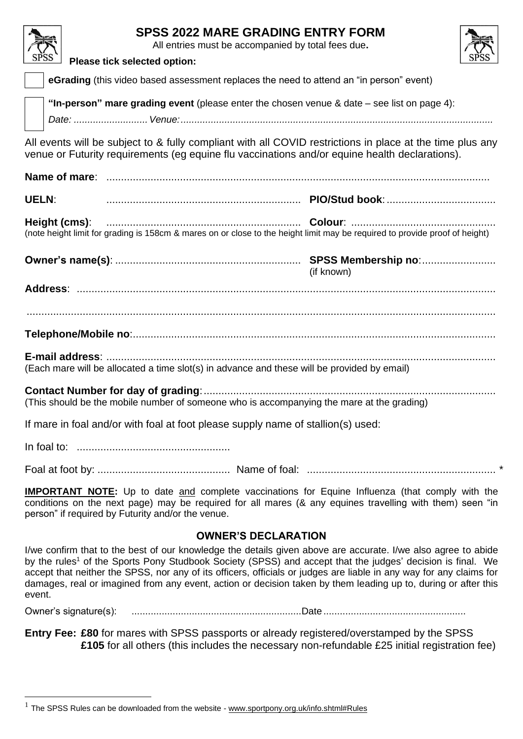# SPSS 2022 MARE GRADING ENTRY FORM

All entries must be accompanied by total fees due**.**

**Please tick selected option:**

☐ **eGrading** (this video based assessment replaces the need to attend an "in person" event)

☐ **"In-person" mare grading event** (please enter the chosen venue & date – see list on page 4):

*Date: ........................... Venue: .................................................................................................................*

All events will be subject to & fully compliant with all COVID restrictions in place at the time plus any venue or Futurity requirements (eg equine flu vaccinations and/or equine health declarations).

**Name of mare**: ..................................................................................................................................

**UELN**: ................................................................. **PIO/Stud book**: ....................................

**Height (cms)**: ................................................................. **Colour**: ................................................

(note height limit for grading is 158cm & mares on or close to the height limit may be required to provide proof of height)

**Owner's name(s)**: .............................................................. **SPSS Membership no**: .........................
(if known)

**Address**: ............................................................................................................................................

..............................................................................................................................................................

**Telephone/Mobile no**: ..........................................................................................................................

**E-mail address**: ..................................................................................................................................

(Each mare will be allocated a time slot(s) in advance and these will be provided by email)

**Contact Number for day of grading**: ..................................................................................................

(This should be the mobile number of someone who is accompanying the mare at the grading)

If mare in foal and/or with foal at foot please supply name of stallion(s) used:

In foal to: ...................................................

Foal at foot by: ............................................ Name of foal: ............................................................... *

**IMPORTANT NOTE:** Up to date and complete vaccinations for Equine Influenza (that comply with the conditions on the next page) may be required for all mares (& any equines travelling with them) seen "in person" if required by Futurity and/or the venue.

## OWNER'S DECLARATION

I/we confirm that to the best of our knowledge the details given above are accurate. I/we also agree to abide by the rules[1] of the Sports Pony Studbook Society (SPSS) and accept that the judges' decision is final. We accept that neither the SPSS, nor any of its officers, officials or judges are liable in any way for any claims for damages, real or imagined from any event, action or decision taken by them leading up to, during or after this event.

Owner's signature(s): .............................................................Date ....................................................

**Entry Fee: £80** for mares with SPSS passports or already registered/overstamped by the SPSS
**£105** for all others (this includes the necessary non-refundable £25 initial registration fee)

---

[1] The SPSS Rules can be downloaded from the website - www.sportpony.org.uk/info.shtml#Rules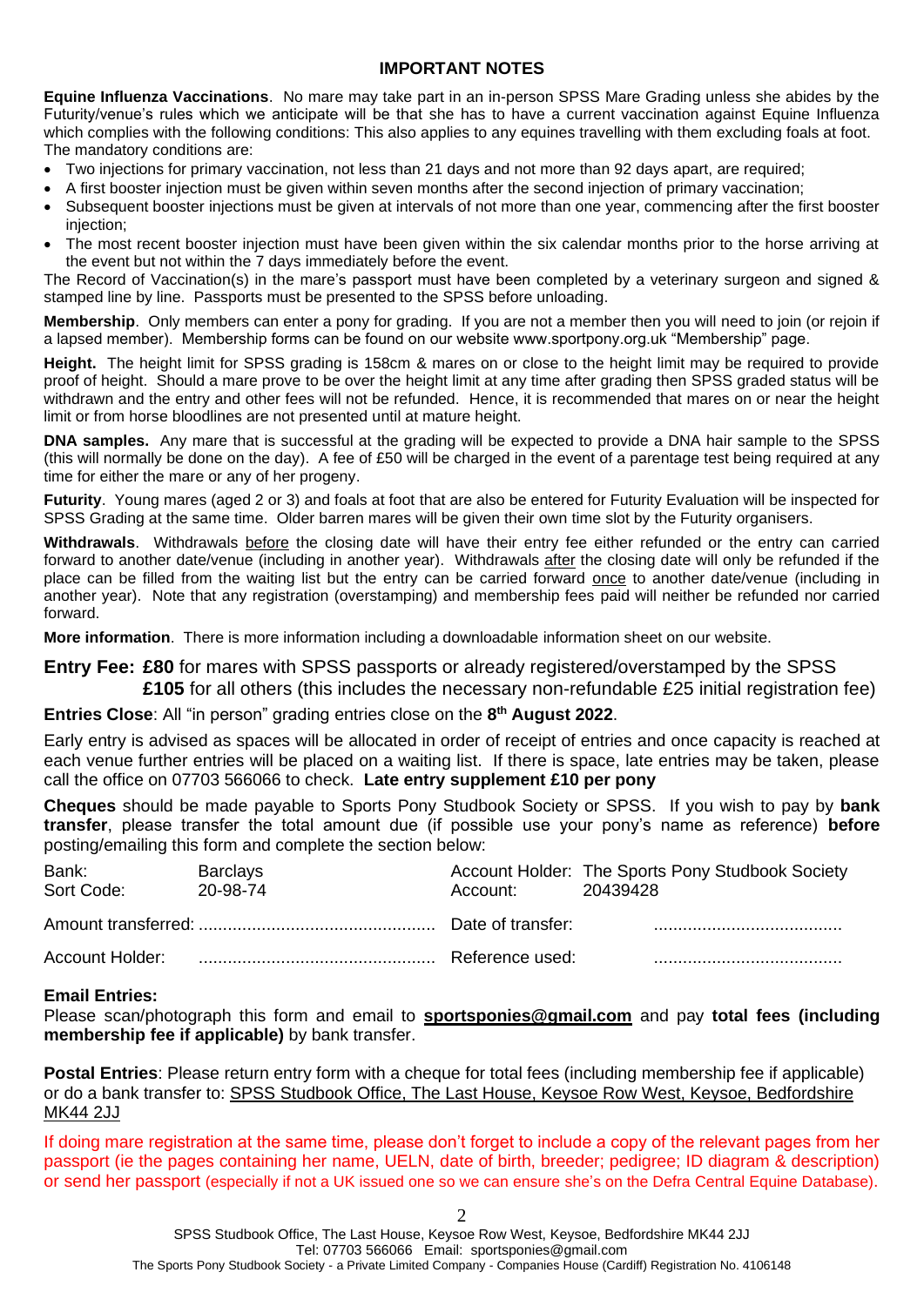## IMPORTANT NOTES

**Equine Influenza Vaccinations**. No mare may take part in an in-person SPSS Mare Grading unless she abides by the Futurity/venue's rules which we anticipate will be that she has to have a current vaccination against Equine Influenza which complies with the following conditions: This also applies to any equines travelling with them excluding foals at foot. The mandatory conditions are:

- Two injections for primary vaccination, not less than 21 days and not more than 92 days apart, are required;
- A first booster injection must be given within seven months after the second injection of primary vaccination;
- Subsequent booster injections must be given at intervals of not more than one year, commencing after the first booster injection;
- The most recent booster injection must have been given within the six calendar months prior to the horse arriving at the event but not within the 7 days immediately before the event.

The Record of Vaccination(s) in the mare's passport must have been completed by a veterinary surgeon and signed & stamped line by line. Passports must be presented to the SPSS before unloading.

**Membership**. Only members can enter a pony for grading. If you are not a member then you will need to join (or rejoin if a lapsed member). Membership forms can be found on our website www.sportpony.org.uk "Membership" page.

**Height.** The height limit for SPSS grading is 158cm & mares on or close to the height limit may be required to provide proof of height. Should a mare prove to be over the height limit at any time after grading then SPSS graded status will be withdrawn and the entry and other fees will not be refunded. Hence, it is recommended that mares on or near the height limit or from horse bloodlines are not presented until at mature height.

**DNA samples.** Any mare that is successful at the grading will be expected to provide a DNA hair sample to the SPSS (this will normally be done on the day). A fee of £50 will be charged in the event of a parentage test being required at any time for either the mare or any of her progeny.

**Futurity**. Young mares (aged 2 or 3) and foals at foot that are also be entered for Futurity Evaluation will be inspected for SPSS Grading at the same time. Older barren mares will be given their own time slot by the Futurity organisers.

**Withdrawals**. Withdrawals before the closing date will have their entry fee either refunded or the entry can carried forward to another date/venue (including in another year). Withdrawals after the closing date will only be refunded if the place can be filled from the waiting list but the entry can be carried forward once to another date/venue (including in another year). Note that any registration (overstamping) and membership fees paid will neither be refunded nor carried forward.

**More information**. There is more information including a downloadable information sheet on our website.

**Entry Fee: £80** for mares with SPSS passports or already registered/overstamped by the SPSS
**£105** for all others (this includes the necessary non-refundable £25 initial registration fee)

**Entries Close**: All "in person" grading entries close on the **8th August 2022**.

Early entry is advised as spaces will be allocated in order of receipt of entries and once capacity is reached at each venue further entries will be placed on a waiting list. If there is space, late entries may be taken, please call the office on 07703 566066 to check. **Late entry supplement £10 per pony**

**Cheques** should be made payable to Sports Pony Studbook Society or SPSS. If you wish to pay by **bank transfer**, please transfer the total amount due (if possible use your pony's name as reference) **before** posting/emailing this form and complete the section below:

| | | | |
|---|---|---|---|
| Bank: | Barclays | Account Holder: | The Sports Pony Studbook Society |
| Sort Code: | 20-98-74 | Account: | 20439428 |
| Amount transferred: | ................................................ | Date of transfer: | ....................................... |
| Account Holder: | ................................................ | Reference used: | ....................................... |

**Email Entries:**
Please scan/photograph this form and email to **sportsponies@gmail.com** and pay **total fees (including membership fee if applicable)** by bank transfer.

**Postal Entries**: Please return entry form with a cheque for total fees (including membership fee if applicable) or do a bank transfer to: SPSS Studbook Office, The Last House, Keysoe Row West, Keysoe, Bedfordshire MK44 2JJ

If doing mare registration at the same time, please don't forget to include a copy of the relevant pages from her passport (ie the pages containing her name, UELN, date of birth, breeder; pedigree; ID diagram & description) or send her passport (especially if not a UK issued one so we can ensure she's on the Defra Central Equine Database).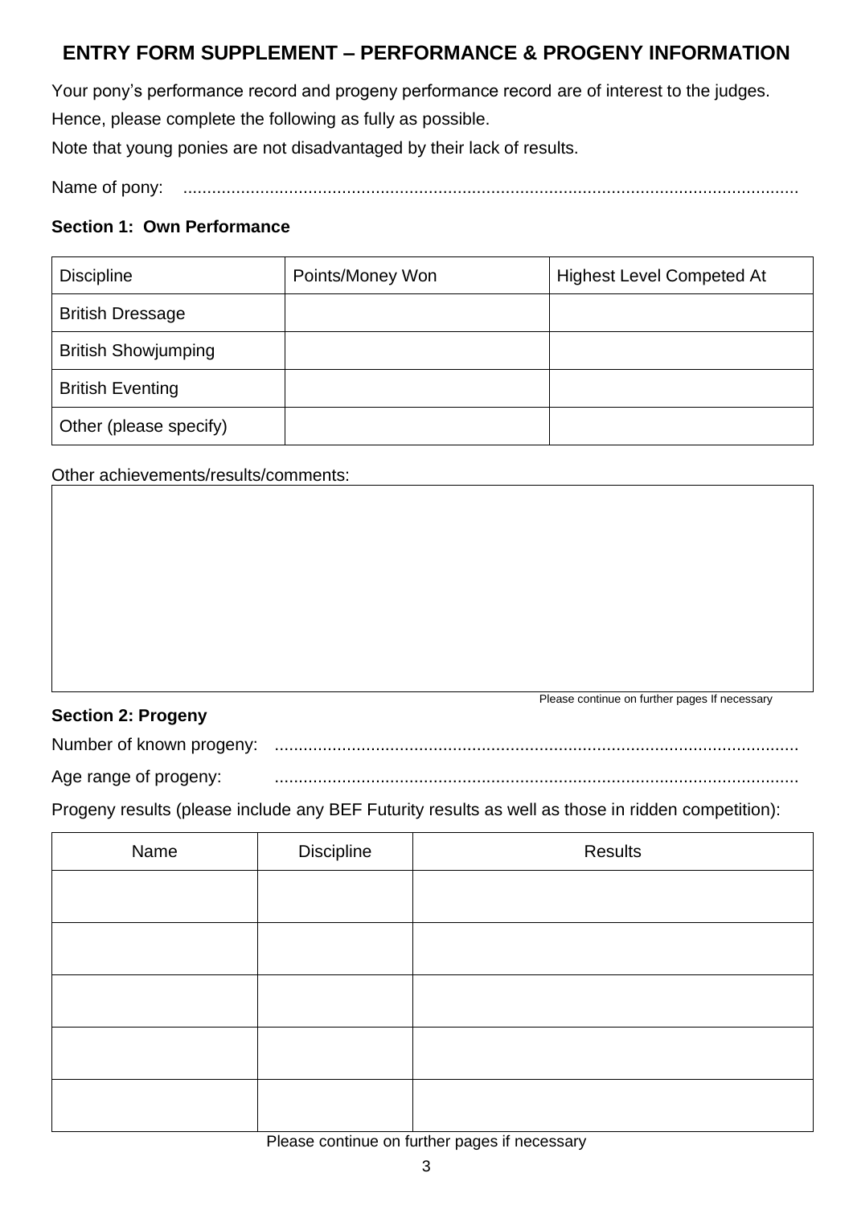## ENTRY FORM SUPPLEMENT – PERFORMANCE & PROGENY INFORMATION

Your pony's performance record and progeny performance record are of interest to the judges. Hence, please complete the following as fully as possible.

Note that young ponies are not disadvantaged by their lack of results.

Name of pony: ..............................................................................................................................

### Section 1: Own Performance

| Discipline | Points/Money Won | Highest Level Competed At |
|---|---|---|
| British Dressage | | |
| British Showjumping | | |
| British Eventing | | |
| Other (please specify) | | |

Other achievements/results/comments:

| |
|---|
| |

Please continue on further pages If necessary

### Section 2: Progeny

Number of known progeny: ...........................................................................................................

Age range of progeny: ...........................................................................................................

Progeny results (please include any BEF Futurity results as well as those in ridden competition):

| Name | Discipline | Results |
|---|---|---|
| | | |
| | | |
| | | |
| | | |
| | | |

Please continue on further pages if necessary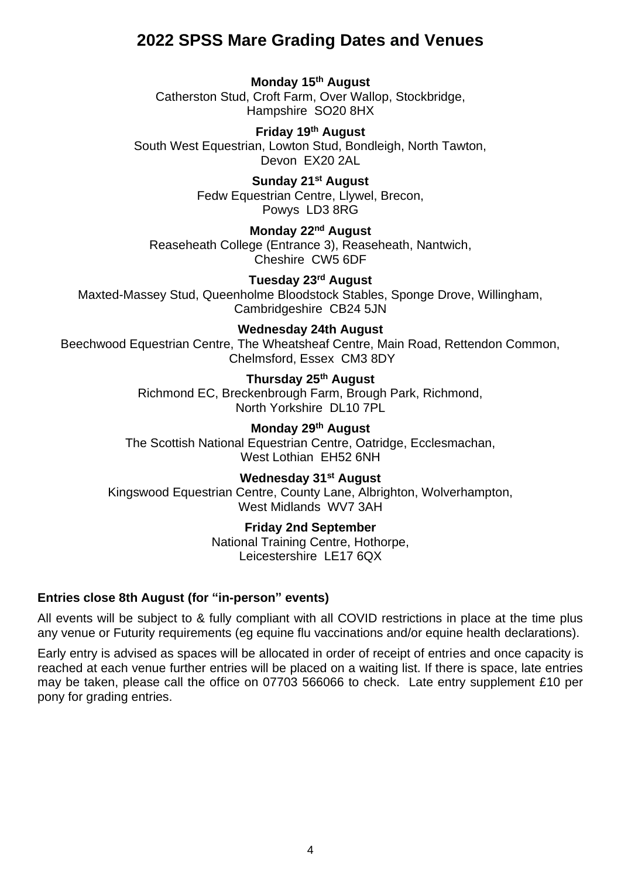# 2022 SPSS Mare Grading Dates and Venues

**Monday 15th August**
Catherston Stud, Croft Farm, Over Wallop, Stockbridge,
Hampshire SO20 8HX

**Friday 19th August**
South West Equestrian, Lowton Stud, Bondleigh, North Tawton,
Devon EX20 2AL

**Sunday 21st August**
Fedw Equestrian Centre, Llywel, Brecon,
Powys LD3 8RG

**Monday 22nd August**
Reaseheath College (Entrance 3), Reaseheath, Nantwich,
Cheshire CW5 6DF

**Tuesday 23rd August**
Maxted-Massey Stud, Queenholme Bloodstock Stables, Sponge Drove, Willingham,
Cambridgeshire CB24 5JN

**Wednesday 24th August**
Beechwood Equestrian Centre, The Wheatsheaf Centre, Main Road, Rettendon Common,
Chelmsford, Essex CM3 8DY

**Thursday 25th August**
Richmond EC, Breckenbrough Farm, Brough Park, Richmond,
North Yorkshire DL10 7PL

**Monday 29th August**
The Scottish National Equestrian Centre, Oatridge, Ecclesmachan,
West Lothian EH52 6NH

**Wednesday 31st August**
Kingswood Equestrian Centre, County Lane, Albrighton, Wolverhampton,
West Midlands WV7 3AH

**Friday 2nd September**
National Training Centre, Hothorpe,
Leicestershire LE17 6QX

**Entries close 8th August (for "in-person" events)**

All events will be subject to & fully compliant with all COVID restrictions in place at the time plus any venue or Futurity requirements (eg equine flu vaccinations and/or equine health declarations).

Early entry is advised as spaces will be allocated in order of receipt of entries and once capacity is reached at each venue further entries will be placed on a waiting list. If there is space, late entries may be taken, please call the office on 07703 566066 to check. Late entry supplement £10 per pony for grading entries.